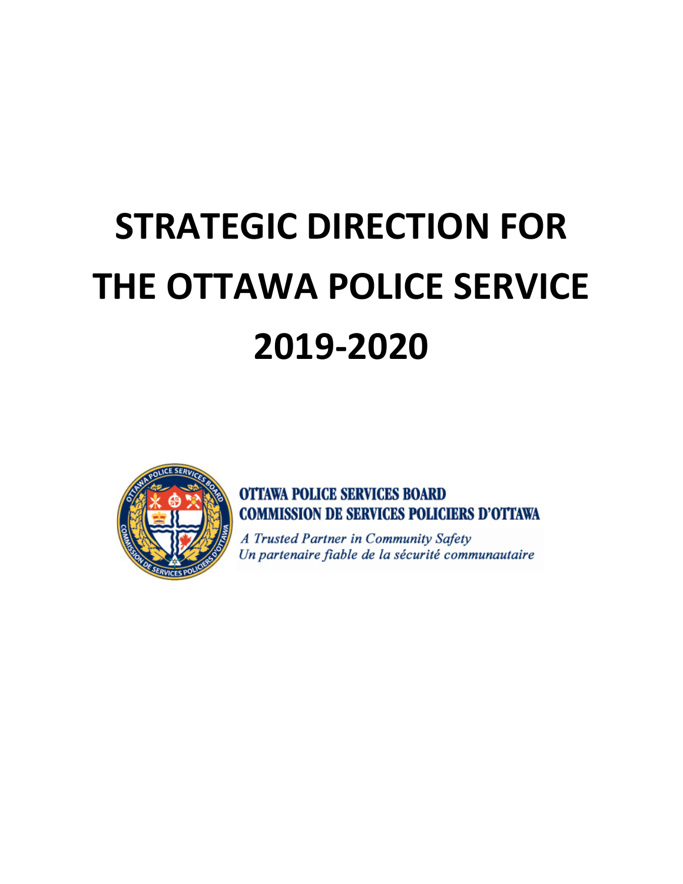# STRATEGIC DIRECTION FOR THE OTTAWA POLICE SERVICE 2019-2020

**OTTAWA POLICE SERVICES BOARD**
**COMMISSION DE SERVICES POLICIERS D'OTTAWA**

*A Trusted Partner in Community Safety*
*Un partenaire fiable de la sécurité communautaire*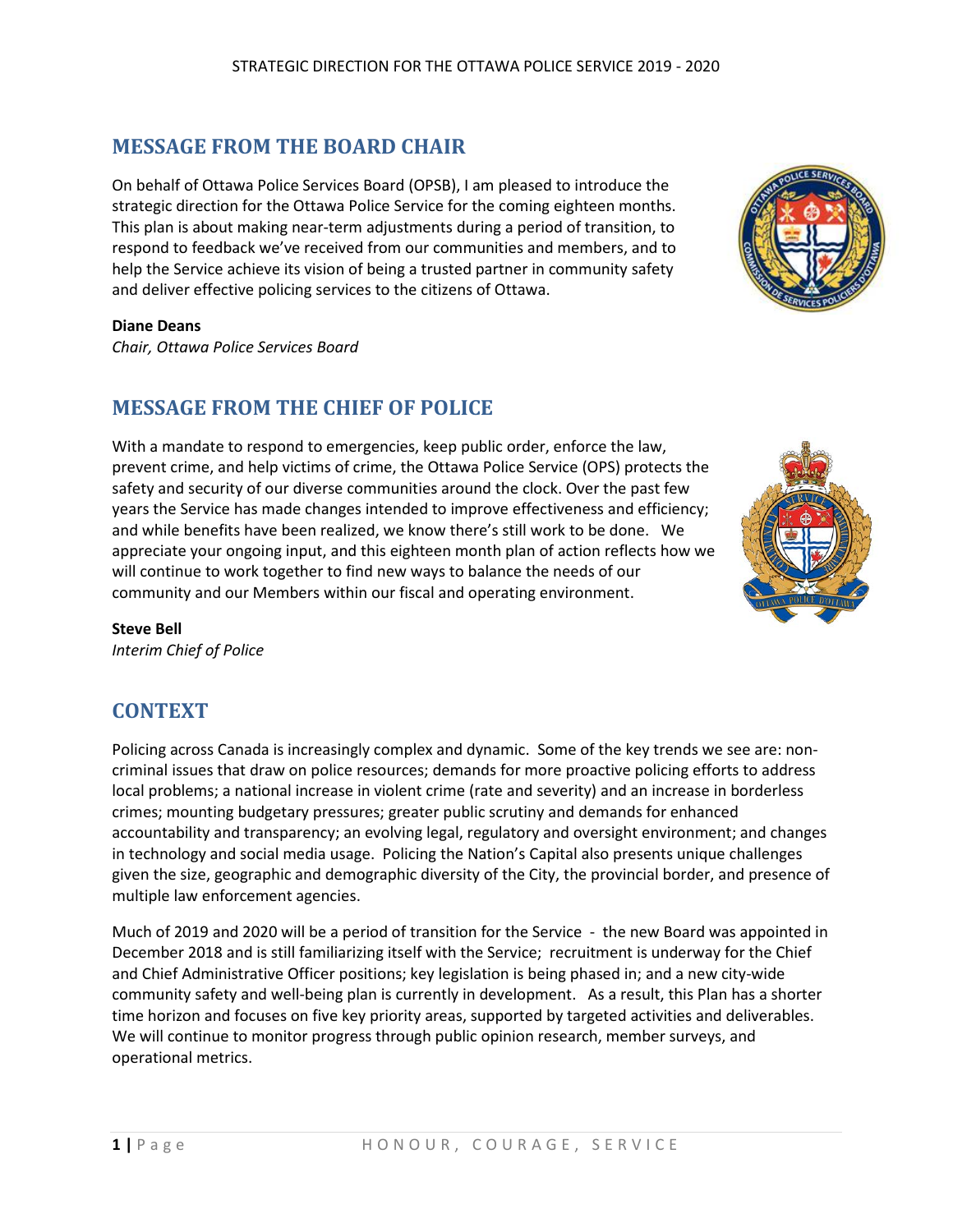## MESSAGE FROM THE BOARD CHAIR

On behalf of Ottawa Police Services Board (OPSB), I am pleased to introduce the strategic direction for the Ottawa Police Service for the coming eighteen months. This plan is about making near-term adjustments during a period of transition, to respond to feedback we've received from our communities and members, and to help the Service achieve its vision of being a trusted partner in community safety and deliver effective policing services to the citizens of Ottawa.

**Diane Deans**
*Chair, Ottawa Police Services Board*

## MESSAGE FROM THE CHIEF OF POLICE

With a mandate to respond to emergencies, keep public order, enforce the law, prevent crime, and help victims of crime, the Ottawa Police Service (OPS) protects the safety and security of our diverse communities around the clock. Over the past few years the Service has made changes intended to improve effectiveness and efficiency; and while benefits have been realized, we know there's still work to be done. We appreciate your ongoing input, and this eighteen month plan of action reflects how we will continue to work together to find new ways to balance the needs of our community and our Members within our fiscal and operating environment.

**Steve Bell**
*Interim Chief of Police*

## CONTEXT

Policing across Canada is increasingly complex and dynamic. Some of the key trends we see are: non-criminal issues that draw on police resources; demands for more proactive policing efforts to address local problems; a national increase in violent crime (rate and severity) and an increase in borderless crimes; mounting budgetary pressures; greater public scrutiny and demands for enhanced accountability and transparency; an evolving legal, regulatory and oversight environment; and changes in technology and social media usage. Policing the Nation's Capital also presents unique challenges given the size, geographic and demographic diversity of the City, the provincial border, and presence of multiple law enforcement agencies.

Much of 2019 and 2020 will be a period of transition for the Service - the new Board was appointed in December 2018 and is still familiarizing itself with the Service; recruitment is underway for the Chief and Chief Administrative Officer positions; key legislation is being phased in; and a new city-wide community safety and well-being plan is currently in development. As a result, this Plan has a shorter time horizon and focuses on five key priority areas, supported by targeted activities and deliverables. We will continue to monitor progress through public opinion research, member surveys, and operational metrics.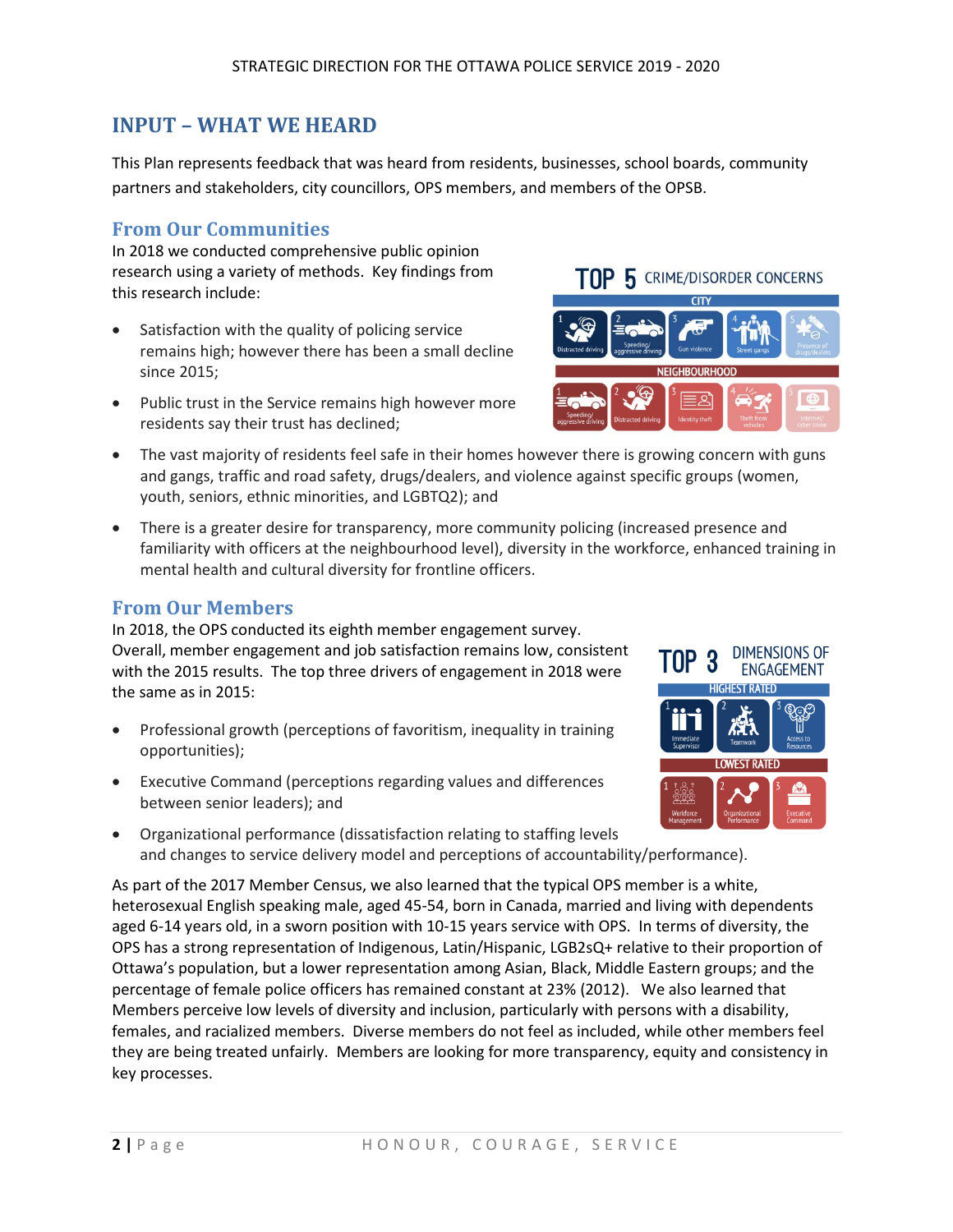# INPUT – WHAT WE HEARD

This Plan represents feedback that was heard from residents, businesses, school boards, community partners and stakeholders, city councillors, OPS members, and members of the OPSB.

## From Our Communities

In 2018 we conducted comprehensive public opinion research using a variety of methods. Key findings from this research include:

**TOP 5 CRIME/DISORDER CONCERNS**

| | 1 | 2 | 3 | 4 | 5 |
|---|---|---|---|---|---|
| CITY | Distracted driving | Speeding/ aggressive driving | Gun violence | Street gangs | Presence of drugs/dealers |
| NEIGHBOURHOOD | Speeding/ aggressive driving | Distracted driving | Identity theft | Theft from vehicles | Internet/ cyber crime |

- Satisfaction with the quality of policing service remains high; however there has been a small decline since 2015;
- Public trust in the Service remains high however more residents say their trust has declined;
- The vast majority of residents feel safe in their homes however there is growing concern with guns and gangs, traffic and road safety, drugs/dealers, and violence against specific groups (women, youth, seniors, ethnic minorities, and LGBTQ2); and
- There is a greater desire for transparency, more community policing (increased presence and familiarity with officers at the neighbourhood level), diversity in the workforce, enhanced training in mental health and cultural diversity for frontline officers.

## From Our Members

In 2018, the OPS conducted its eighth member engagement survey. Overall, member engagement and job satisfaction remains low, consistent with the 2015 results. The top three drivers of engagement in 2018 were the same as in 2015:

**TOP 3 DIMENSIONS OF ENGAGEMENT**

| | 1 | 2 | 3 |
|---|---|---|---|
| HIGHEST RATED | Immediate Supervisor | Teamwork | Access to Resources |
| LOWEST RATED | Workforce Management | Organizational Performance | Executive Command |

- Professional growth (perceptions of favoritism, inequality in training opportunities);
- Executive Command (perceptions regarding values and differences between senior leaders); and
- Organizational performance (dissatisfaction relating to staffing levels and changes to service delivery model and perceptions of accountability/performance).

As part of the 2017 Member Census, we also learned that the typical OPS member is a white, heterosexual English speaking male, aged 45-54, born in Canada, married and living with dependents aged 6-14 years old, in a sworn position with 10-15 years service with OPS. In terms of diversity, the OPS has a strong representation of Indigenous, Latin/Hispanic, LGB2sQ+ relative to their proportion of Ottawa's population, but a lower representation among Asian, Black, Middle Eastern groups; and the percentage of female police officers has remained constant at 23% (2012). We also learned that Members perceive low levels of diversity and inclusion, particularly with persons with a disability, females, and racialized members. Diverse members do not feel as included, while other members feel they are being treated unfairly. Members are looking for more transparency, equity and consistency in key processes.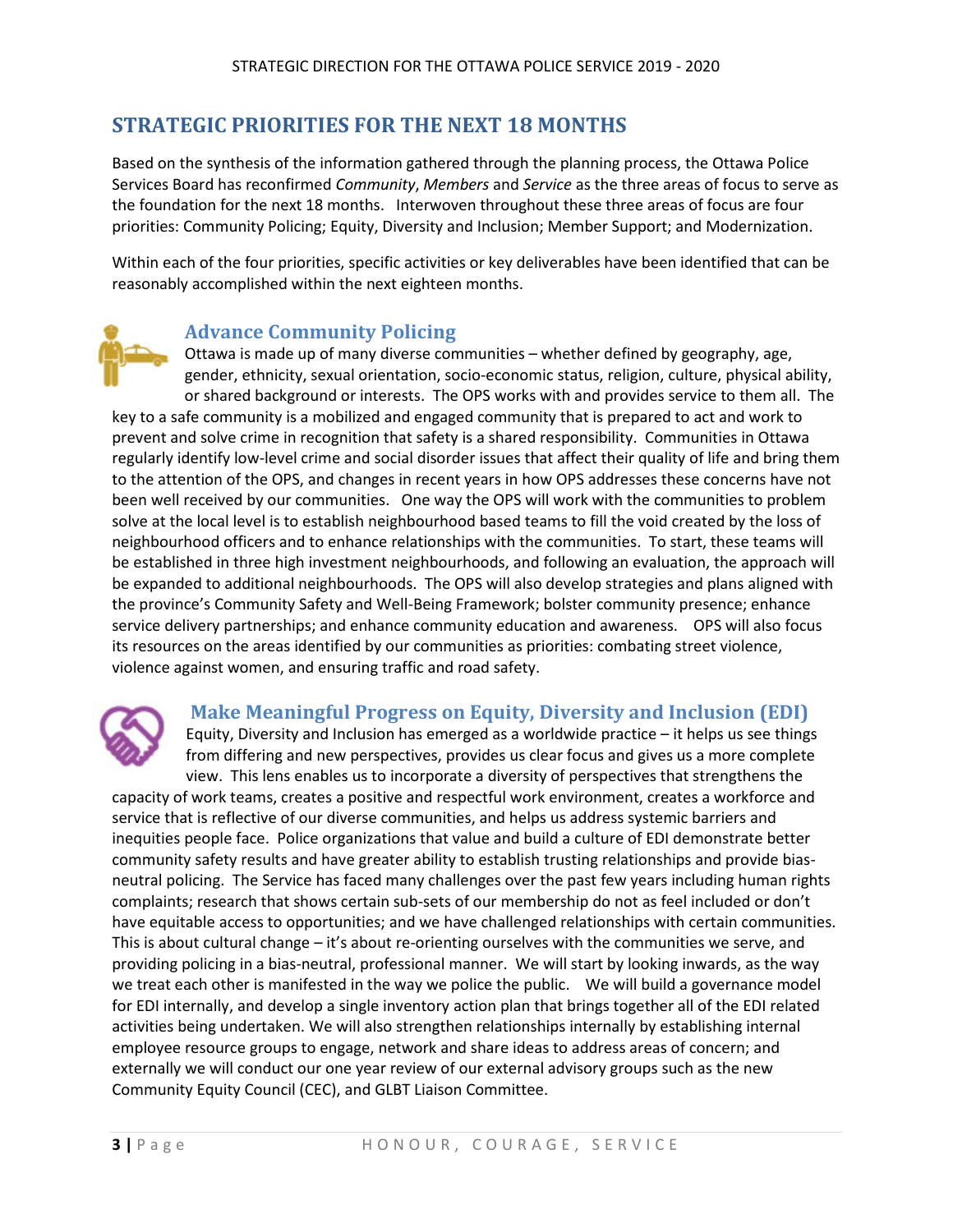## STRATEGIC PRIORITIES FOR THE NEXT 18 MONTHS

Based on the synthesis of the information gathered through the planning process, the Ottawa Police Services Board has reconfirmed *Community*, *Members* and *Service* as the three areas of focus to serve as the foundation for the next 18 months. Interwoven throughout these three areas of focus are four priorities: Community Policing; Equity, Diversity and Inclusion; Member Support; and Modernization.

Within each of the four priorities, specific activities or key deliverables have been identified that can be reasonably accomplished within the next eighteen months.

### Advance Community Policing

Ottawa is made up of many diverse communities – whether defined by geography, age, gender, ethnicity, sexual orientation, socio-economic status, religion, culture, physical ability, or shared background or interests. The OPS works with and provides service to them all. The key to a safe community is a mobilized and engaged community that is prepared to act and work to prevent and solve crime in recognition that safety is a shared responsibility. Communities in Ottawa regularly identify low-level crime and social disorder issues that affect their quality of life and bring them to the attention of the OPS, and changes in recent years in how OPS addresses these concerns have not been well received by our communities. One way the OPS will work with the communities to problem solve at the local level is to establish neighbourhood based teams to fill the void created by the loss of neighbourhood officers and to enhance relationships with the communities. To start, these teams will be established in three high investment neighbourhoods, and following an evaluation, the approach will be expanded to additional neighbourhoods. The OPS will also develop strategies and plans aligned with the province's Community Safety and Well-Being Framework; bolster community presence; enhance service delivery partnerships; and enhance community education and awareness. OPS will also focus its resources on the areas identified by our communities as priorities: combating street violence, violence against women, and ensuring traffic and road safety.

### Make Meaningful Progress on Equity, Diversity and Inclusion (EDI)

Equity, Diversity and Inclusion has emerged as a worldwide practice – it helps us see things from differing and new perspectives, provides us clear focus and gives us a more complete view. This lens enables us to incorporate a diversity of perspectives that strengthens the capacity of work teams, creates a positive and respectful work environment, creates a workforce and service that is reflective of our diverse communities, and helps us address systemic barriers and inequities people face. Police organizations that value and build a culture of EDI demonstrate better community safety results and have greater ability to establish trusting relationships and provide bias-neutral policing. The Service has faced many challenges over the past few years including human rights complaints; research that shows certain sub-sets of our membership do not as feel included or don't have equitable access to opportunities; and we have challenged relationships with certain communities. This is about cultural change – it's about re-orienting ourselves with the communities we serve, and providing policing in a bias-neutral, professional manner. We will start by looking inwards, as the way we treat each other is manifested in the way we police the public. We will build a governance model for EDI internally, and develop a single inventory action plan that brings together all of the EDI related activities being undertaken. We will also strengthen relationships internally by establishing internal employee resource groups to engage, network and share ideas to address areas of concern; and externally we will conduct our one year review of our external advisory groups such as the new Community Equity Council (CEC), and GLBT Liaison Committee.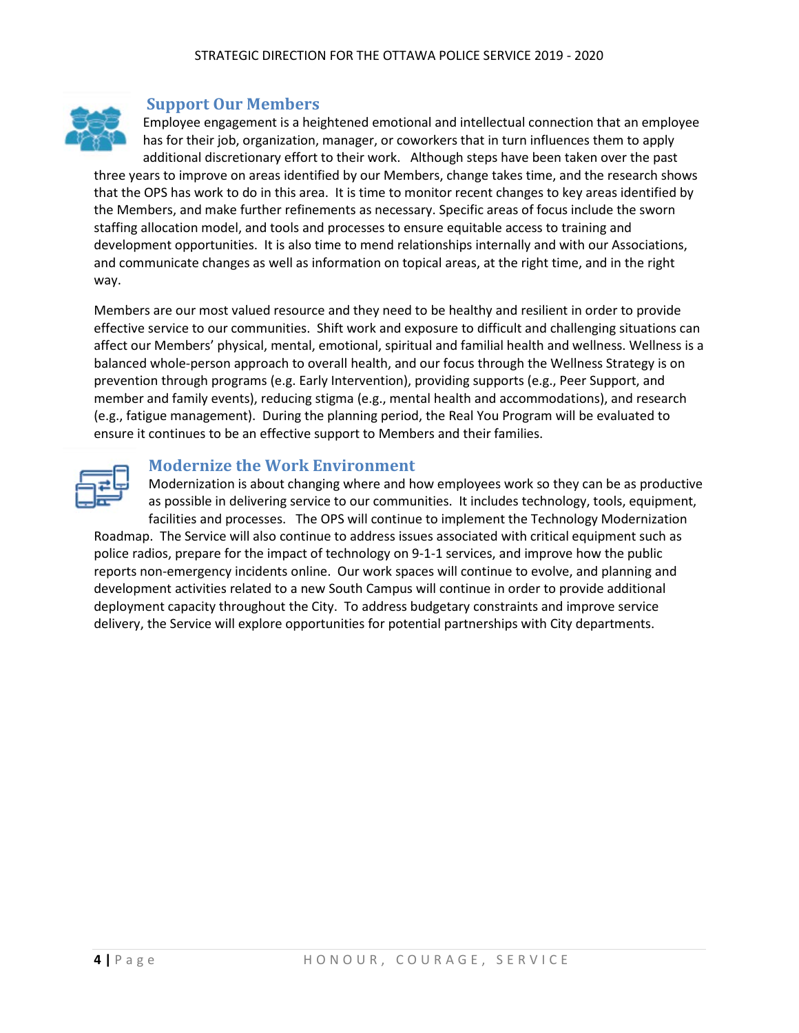## Support Our Members

Employee engagement is a heightened emotional and intellectual connection that an employee has for their job, organization, manager, or coworkers that in turn influences them to apply additional discretionary effort to their work. Although steps have been taken over the past three years to improve on areas identified by our Members, change takes time, and the research shows that the OPS has work to do in this area. It is time to monitor recent changes to key areas identified by the Members, and make further refinements as necessary. Specific areas of focus include the sworn staffing allocation model, and tools and processes to ensure equitable access to training and development opportunities. It is also time to mend relationships internally and with our Associations, and communicate changes as well as information on topical areas, at the right time, and in the right way.

Members are our most valued resource and they need to be healthy and resilient in order to provide effective service to our communities. Shift work and exposure to difficult and challenging situations can affect our Members' physical, mental, emotional, spiritual and familial health and wellness. Wellness is a balanced whole-person approach to overall health, and our focus through the Wellness Strategy is on prevention through programs (e.g. Early Intervention), providing supports (e.g., Peer Support, and member and family events), reducing stigma (e.g., mental health and accommodations), and research (e.g., fatigue management). During the planning period, the Real You Program will be evaluated to ensure it continues to be an effective support to Members and their families.

## Modernize the Work Environment

Modernization is about changing where and how employees work so they can be as productive as possible in delivering service to our communities. It includes technology, tools, equipment, facilities and processes. The OPS will continue to implement the Technology Modernization Roadmap. The Service will also continue to address issues associated with critical equipment such as police radios, prepare for the impact of technology on 9-1-1 services, and improve how the public reports non-emergency incidents online. Our work spaces will continue to evolve, and planning and development activities related to a new South Campus will continue in order to provide additional deployment capacity throughout the City. To address budgetary constraints and improve service delivery, the Service will explore opportunities for potential partnerships with City departments.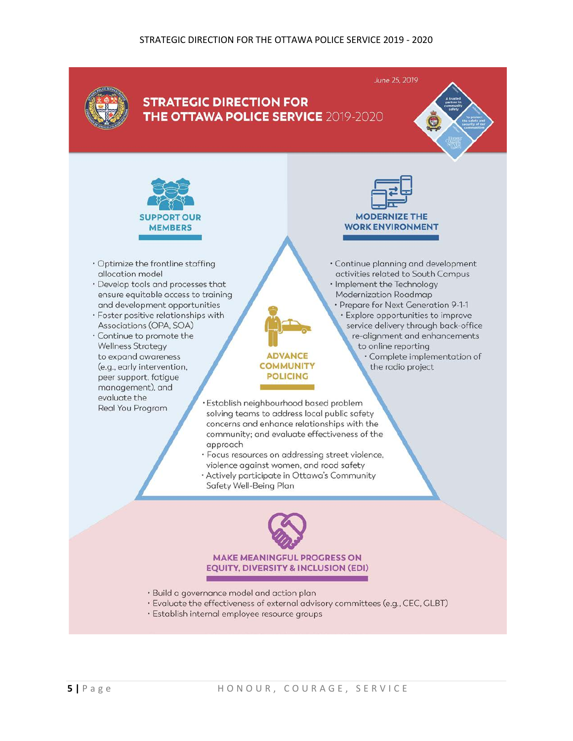June 25, 2019

# STRATEGIC DIRECTION FOR THE OTTAWA POLICE SERVICE 2019-2020

A trusted partner in community safety

To protect the safety and security of our communities

Honour Courage Service

## SUPPORT OUR MEMBERS

- Optimize the frontline staffing allocation model
- Develop tools and processes that ensure equitable access to training and development opportunities
- Foster positive relationships with Associations (OPA, SOA)
- Continue to promote the Wellness Strategy to expand awareness (e.g., early intervention, peer support, fatigue management), and evaluate the Real You Program

## MODERNIZE THE WORK ENVIRONMENT

- Continue planning and development activities related to South Campus
- Implement the Technology Modernization Roadmap
- Prepare for Next Generation 9-1-1
- Explore opportunities to improve service delivery through back-office re-alignment and enhancements to online reporting
- Complete implementation of the radio project

## ADVANCE COMMUNITY POLICING

- Establish neighbourhood based problem solving teams to address local public safety concerns and enhance relationships with the community; and evaluate effectiveness of the approach
- Focus resources on addressing street violence, violence against women, and road safety
- Actively participate in Ottawa's Community Safety Well-Being Plan

## MAKE MEANINGFUL PROGRESS ON EQUITY, DIVERSITY & INCLUSION (EDI)

- Build a governance model and action plan
- Evaluate the effectiveness of external advisory committees (e.g., CEC, GLBT)
- Establish internal employee resource groups